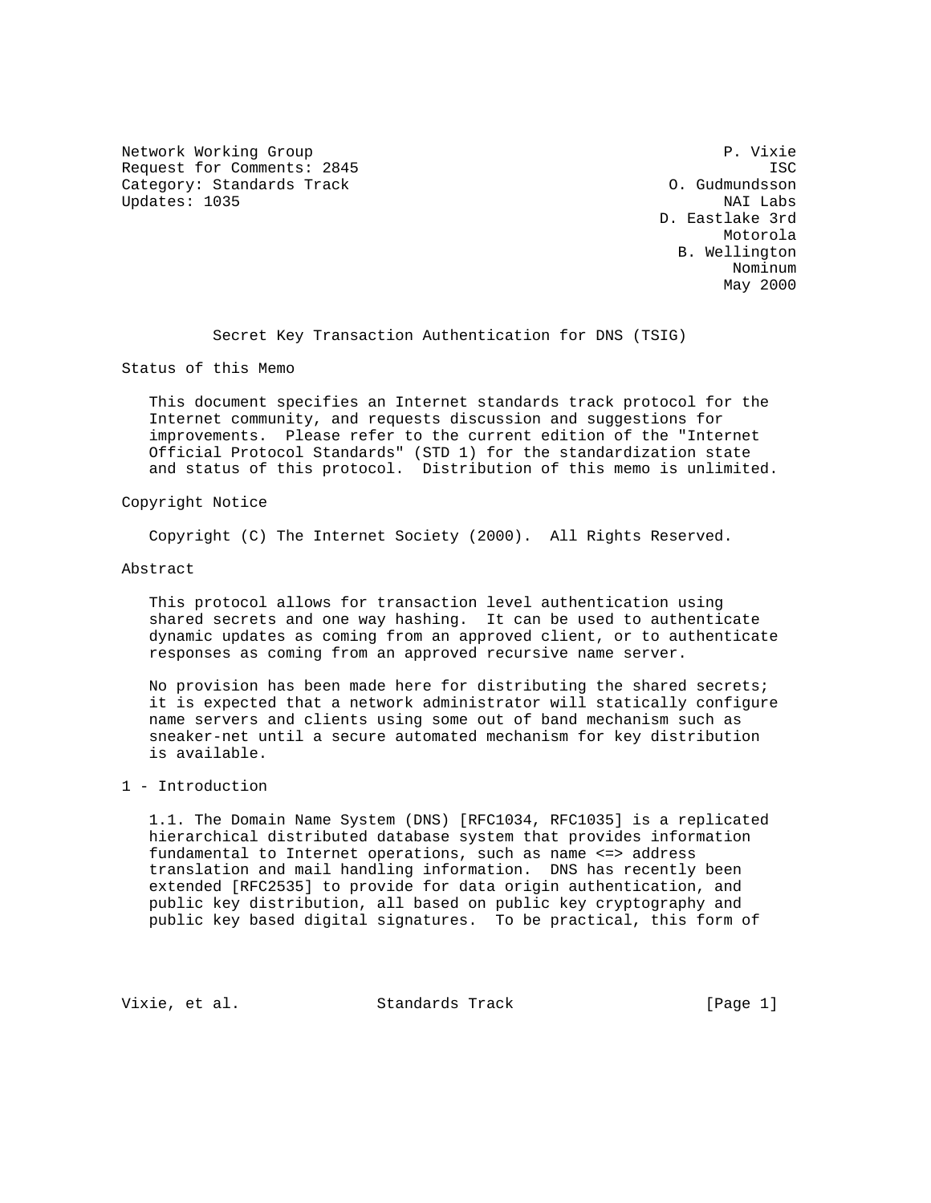Network Working Group P. Vixie
Request for Comments: 2845 ISC
Category: Standards Track O. Gudmundsson
Updates: 1035 NAI Labs
D. Eastlake 3rd
Motorola
B. Wellington
Nominum
May 2000

# Secret Key Transaction Authentication for DNS (TSIG)

## Status of this Memo

This document specifies an Internet standards track protocol for the Internet community, and requests discussion and suggestions for improvements. Please refer to the current edition of the "Internet Official Protocol Standards" (STD 1) for the standardization state and status of this protocol. Distribution of this memo is unlimited.

## Copyright Notice

Copyright (C) The Internet Society (2000). All Rights Reserved.

## Abstract

This protocol allows for transaction level authentication using shared secrets and one way hashing. It can be used to authenticate dynamic updates as coming from an approved client, or to authenticate responses as coming from an approved recursive name server.

No provision has been made here for distributing the shared secrets; it is expected that a network administrator will statically configure name servers and clients using some out of band mechanism such as sneaker-net until a secure automated mechanism for key distribution is available.

## 1 - Introduction

1.1. The Domain Name System (DNS) [RFC1034, RFC1035] is a replicated hierarchical distributed database system that provides information fundamental to Internet operations, such as name <=> address translation and mail handling information. DNS has recently been extended [RFC2535] to provide for data origin authentication, and public key distribution, all based on public key cryptography and public key based digital signatures. To be practical, this form of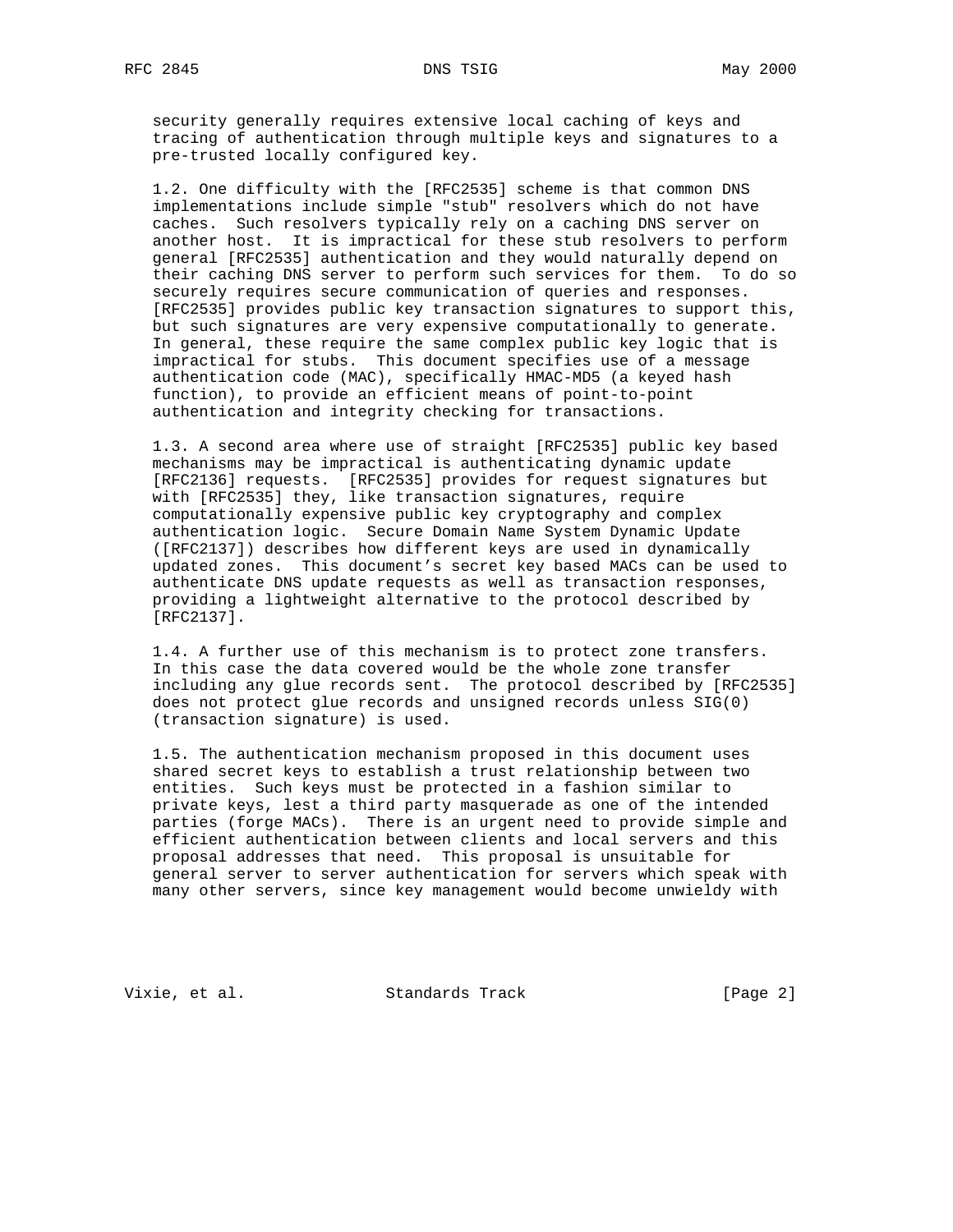security generally requires extensive local caching of keys and tracing of authentication through multiple keys and signatures to a pre-trusted locally configured key.

1.2. One difficulty with the [RFC2535] scheme is that common DNS implementations include simple "stub" resolvers which do not have caches. Such resolvers typically rely on a caching DNS server on another host. It is impractical for these stub resolvers to perform general [RFC2535] authentication and they would naturally depend on their caching DNS server to perform such services for them. To do so securely requires secure communication of queries and responses. [RFC2535] provides public key transaction signatures to support this, but such signatures are very expensive computationally to generate. In general, these require the same complex public key logic that is impractical for stubs. This document specifies use of a message authentication code (MAC), specifically HMAC-MD5 (a keyed hash function), to provide an efficient means of point-to-point authentication and integrity checking for transactions.

1.3. A second area where use of straight [RFC2535] public key based mechanisms may be impractical is authenticating dynamic update [RFC2136] requests. [RFC2535] provides for request signatures but with [RFC2535] they, like transaction signatures, require computationally expensive public key cryptography and complex authentication logic. Secure Domain Name System Dynamic Update ([RFC2137]) describes how different keys are used in dynamically updated zones. This document's secret key based MACs can be used to authenticate DNS update requests as well as transaction responses, providing a lightweight alternative to the protocol described by [RFC2137].

1.4. A further use of this mechanism is to protect zone transfers. In this case the data covered would be the whole zone transfer including any glue records sent. The protocol described by [RFC2535] does not protect glue records and unsigned records unless SIG(0) (transaction signature) is used.

1.5. The authentication mechanism proposed in this document uses shared secret keys to establish a trust relationship between two entities. Such keys must be protected in a fashion similar to private keys, lest a third party masquerade as one of the intended parties (forge MACs). There is an urgent need to provide simple and efficient authentication between clients and local servers and this proposal addresses that need. This proposal is unsuitable for general server to server authentication for servers which speak with many other servers, since key management would become unwieldy with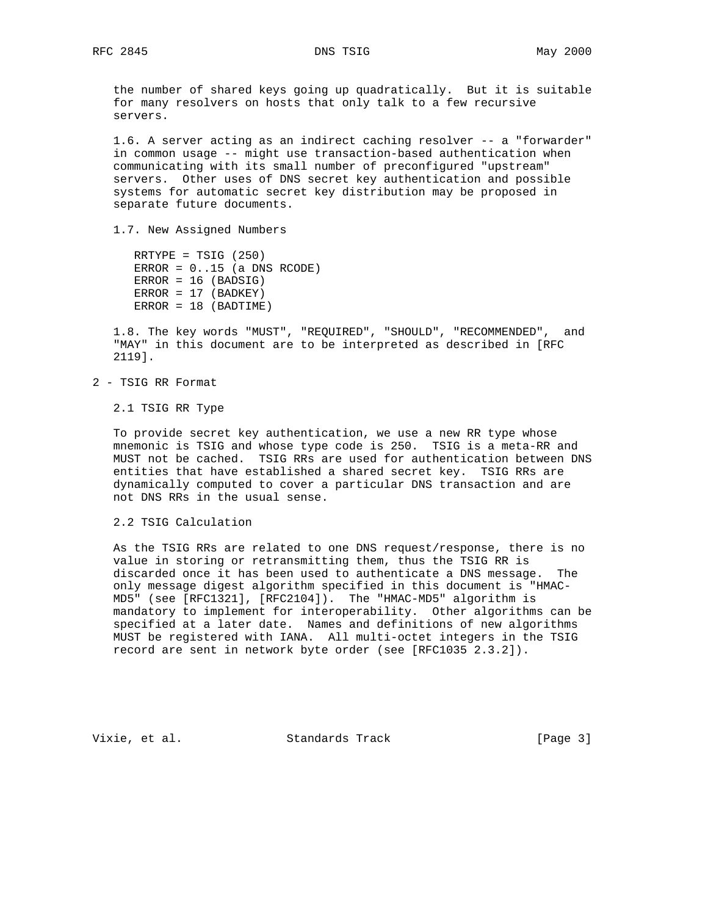the number of shared keys going up quadratically. But it is suitable for many resolvers on hosts that only talk to a few recursive servers.

1.6. A server acting as an indirect caching resolver -- a "forwarder" in common usage -- might use transaction-based authentication when communicating with its small number of preconfigured "upstream" servers. Other uses of DNS secret key authentication and possible systems for automatic secret key distribution may be proposed in separate future documents.

1.7. New Assigned Numbers

```
RRTYPE = TSIG (250)
ERROR = 0..15 (a DNS RCODE)
ERROR = 16 (BADSIG)
ERROR = 17 (BADKEY)
ERROR = 18 (BADTIME)
```

1.8. The key words "MUST", "REQUIRED", "SHOULD", "RECOMMENDED", and "MAY" in this document are to be interpreted as described in [RFC 2119].

## 2 - TSIG RR Format

### 2.1 TSIG RR Type

To provide secret key authentication, we use a new RR type whose mnemonic is TSIG and whose type code is 250. TSIG is a meta-RR and MUST not be cached. TSIG RRs are used for authentication between DNS entities that have established a shared secret key. TSIG RRs are dynamically computed to cover a particular DNS transaction and are not DNS RRs in the usual sense.

### 2.2 TSIG Calculation

As the TSIG RRs are related to one DNS request/response, there is no value in storing or retransmitting them, thus the TSIG RR is discarded once it has been used to authenticate a DNS message. The only message digest algorithm specified in this document is "HMAC-MD5" (see [RFC1321], [RFC2104]). The "HMAC-MD5" algorithm is mandatory to implement for interoperability. Other algorithms can be specified at a later date. Names and definitions of new algorithms MUST be registered with IANA. All multi-octet integers in the TSIG record are sent in network byte order (see [RFC1035 2.3.2]).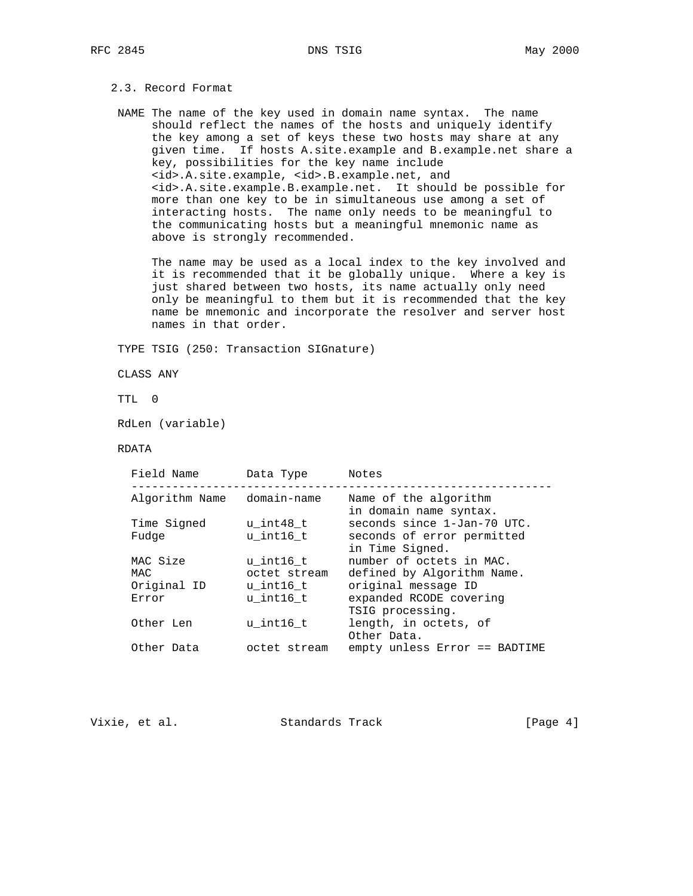### 2.3. Record Format

NAME The name of the key used in domain name syntax. The name should reflect the names of the hosts and uniquely identify the key among a set of keys these two hosts may share at any given time. If hosts A.site.example and B.example.net share a key, possibilities for the key name include <id>.A.site.example, <id>.B.example.net, and <id>.A.site.example.B.example.net. It should be possible for more than one key to be in simultaneous use among a set of interacting hosts. The name only needs to be meaningful to the communicating hosts but a meaningful mnemonic name as above is strongly recommended.

The name may be used as a local index to the key involved and it is recommended that it be globally unique. Where a key is just shared between two hosts, its name actually only need only be meaningful to them but it is recommended that the key name be mnemonic and incorporate the resolver and server host names in that order.

TYPE TSIG (250: Transaction SIGnature)

CLASS ANY

TTL 0

RdLen (variable)

RDATA

| Field Name | Data Type | Notes |
|---|---|---|
| Algorithm Name | domain-name | Name of the algorithm in domain name syntax. |
| Time Signed | u_int48_t | seconds since 1-Jan-70 UTC. |
| Fudge | u_int16_t | seconds of error permitted in Time Signed. |
| MAC Size | u_int16_t | number of octets in MAC. |
| MAC | octet stream | defined by Algorithm Name. |
| Original ID | u_int16_t | original message ID |
| Error | u_int16_t | expanded RCODE covering TSIG processing. |
| Other Len | u_int16_t | length, in octets, of Other Data. |
| Other Data | octet stream | empty unless Error == BADTIME |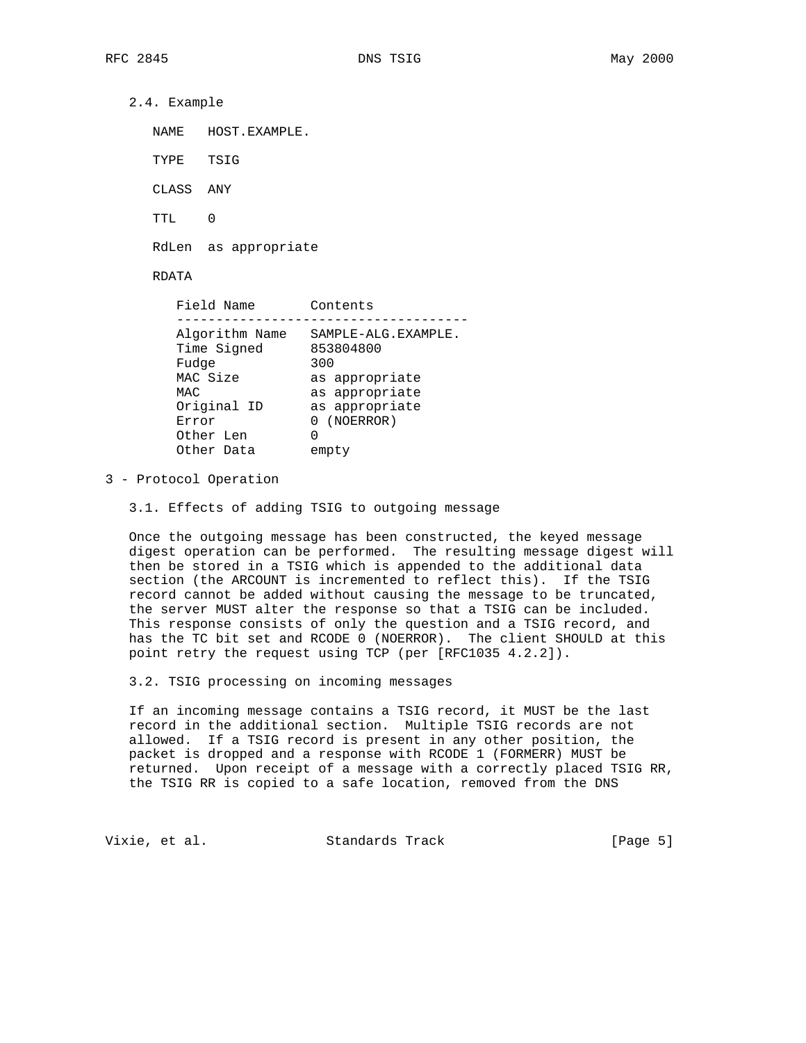### 2.4. Example

NAME HOST.EXAMPLE.

TYPE TSIG

CLASS ANY

TTL 0

RdLen as appropriate

RDATA

| Field Name | Contents |
| --- | --- |
| Algorithm Name | SAMPLE-ALG.EXAMPLE. |
| Time Signed | 853804800 |
| Fudge | 300 |
| MAC Size | as appropriate |
| MAC | as appropriate |
| Original ID | as appropriate |
| Error | 0 (NOERROR) |
| Other Len | 0 |
| Other Data | empty |

## 3 - Protocol Operation

### 3.1. Effects of adding TSIG to outgoing message

Once the outgoing message has been constructed, the keyed message digest operation can be performed. The resulting message digest will then be stored in a TSIG which is appended to the additional data section (the ARCOUNT is incremented to reflect this). If the TSIG record cannot be added without causing the message to be truncated, the server MUST alter the response so that a TSIG can be included. This response consists of only the question and a TSIG record, and has the TC bit set and RCODE 0 (NOERROR). The client SHOULD at this point retry the request using TCP (per [RFC1035 4.2.2]).

### 3.2. TSIG processing on incoming messages

If an incoming message contains a TSIG record, it MUST be the last record in the additional section. Multiple TSIG records are not allowed. If a TSIG record is present in any other position, the packet is dropped and a response with RCODE 1 (FORMERR) MUST be returned. Upon receipt of a message with a correctly placed TSIG RR, the TSIG RR is copied to a safe location, removed from the DNS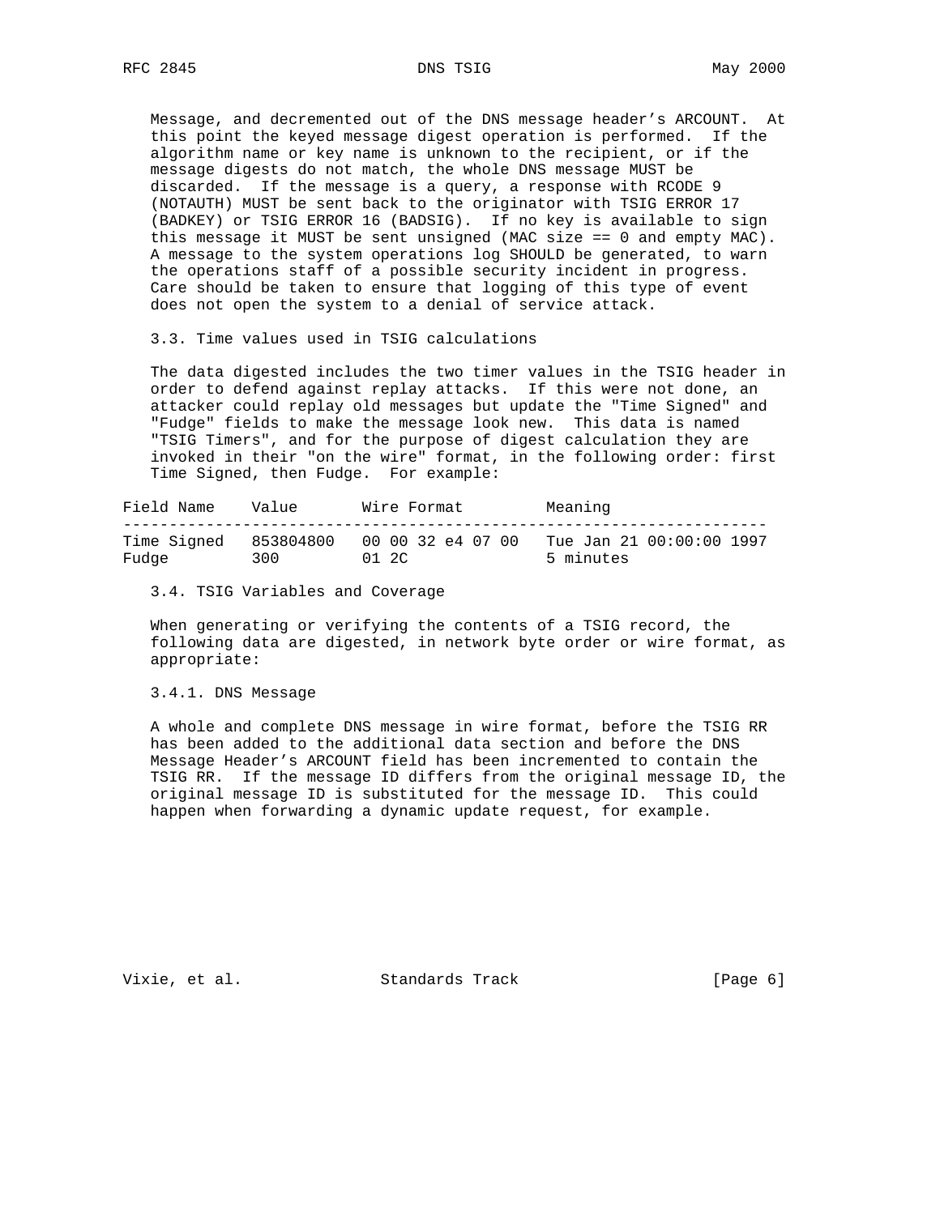Message, and decremented out of the DNS message header's ARCOUNT. At this point the keyed message digest operation is performed. If the algorithm name or key name is unknown to the recipient, or if the message digests do not match, the whole DNS message MUST be discarded. If the message is a query, a response with RCODE 9 (NOTAUTH) MUST be sent back to the originator with TSIG ERROR 17 (BADKEY) or TSIG ERROR 16 (BADSIG). If no key is available to sign this message it MUST be sent unsigned (MAC size == 0 and empty MAC). A message to the system operations log SHOULD be generated, to warn the operations staff of a possible security incident in progress. Care should be taken to ensure that logging of this type of event does not open the system to a denial of service attack.

### 3.3. Time values used in TSIG calculations

The data digested includes the two timer values in the TSIG header in order to defend against replay attacks. If this were not done, an attacker could replay old messages but update the "Time Signed" and "Fudge" fields to make the message look new. This data is named "TSIG Timers", and for the purpose of digest calculation they are invoked in their "on the wire" format, in the following order: first Time Signed, then Fudge. For example:

| Field Name | Value | Wire Format | Meaning |
|---|---|---|---|
| Time Signed | 853804800 | 00 00 32 e4 07 00 | Tue Jan 21 00:00:00 1997 |
| Fudge | 300 | 01 2C | 5 minutes |

### 3.4. TSIG Variables and Coverage

When generating or verifying the contents of a TSIG record, the following data are digested, in network byte order or wire format, as appropriate:

#### 3.4.1. DNS Message

A whole and complete DNS message in wire format, before the TSIG RR has been added to the additional data section and before the DNS Message Header's ARCOUNT field has been incremented to contain the TSIG RR. If the message ID differs from the original message ID, the original message ID is substituted for the message ID. This could happen when forwarding a dynamic update request, for example.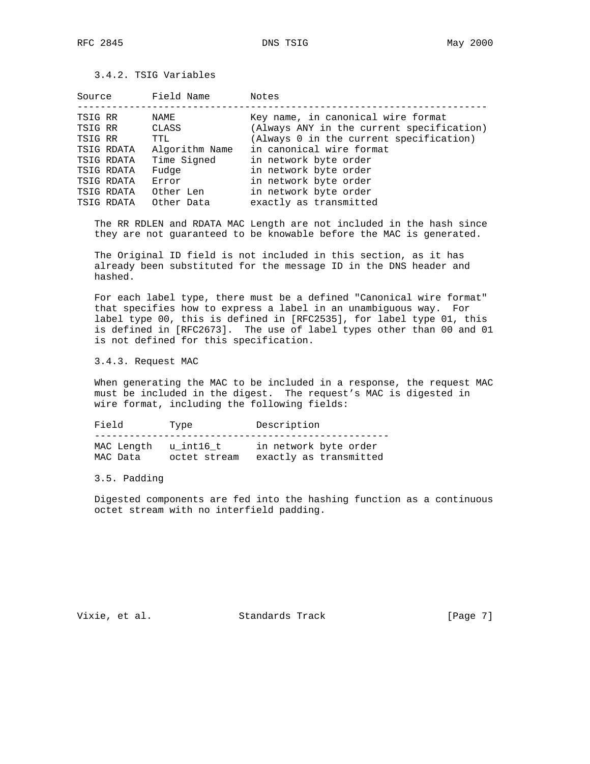### 3.4.2. TSIG Variables

| Source | Field Name | Notes |
| --- | --- | --- |
| TSIG RR | NAME | Key name, in canonical wire format |
| TSIG RR | CLASS | (Always ANY in the current specification) |
| TSIG RR | TTL | (Always 0 in the current specification) |
| TSIG RDATA | Algorithm Name | in canonical wire format |
| TSIG RDATA | Time Signed | in network byte order |
| TSIG RDATA | Fudge | in network byte order |
| TSIG RDATA | Error | in network byte order |
| TSIG RDATA | Other Len | in network byte order |
| TSIG RDATA | Other Data | exactly as transmitted |

The RR RDLEN and RDATA MAC Length are not included in the hash since they are not guaranteed to be knowable before the MAC is generated.

The Original ID field is not included in this section, as it has already been substituted for the message ID in the DNS header and hashed.

For each label type, there must be a defined "Canonical wire format" that specifies how to express a label in an unambiguous way. For label type 00, this is defined in [RFC2535], for label type 01, this is defined in [RFC2673]. The use of label types other than 00 and 01 is not defined for this specification.

### 3.4.3. Request MAC

When generating the MAC to be included in a response, the request MAC must be included in the digest. The request's MAC is digested in wire format, including the following fields:

| Field | Type | Description |
| --- | --- | --- |
| MAC Length | u_int16_t | in network byte order |
| MAC Data | octet stream | exactly as transmitted |

### 3.5. Padding

Digested components are fed into the hashing function as a continuous octet stream with no interfield padding.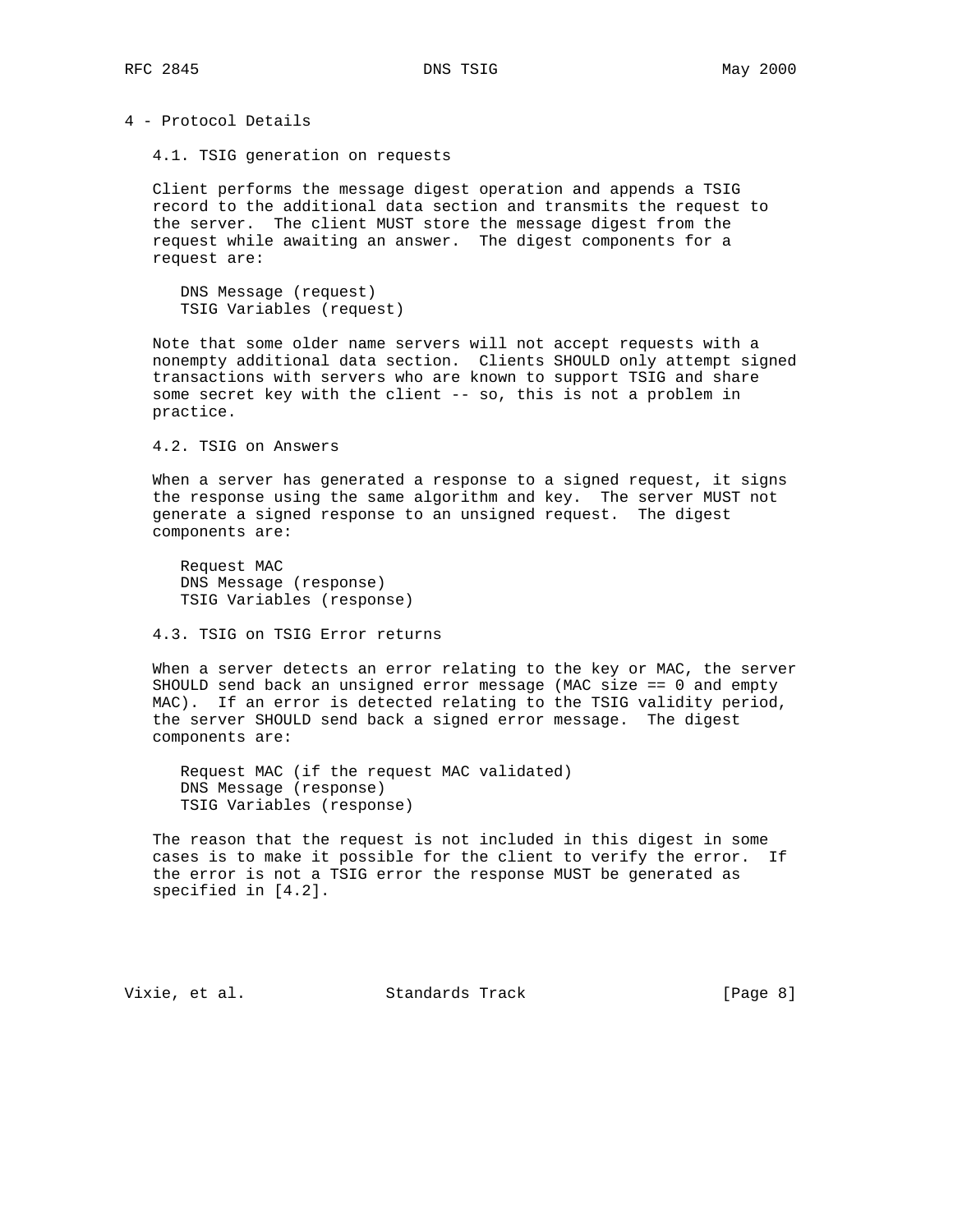# 4 - Protocol Details

## 4.1. TSIG generation on requests

Client performs the message digest operation and appends a TSIG record to the additional data section and transmits the request to the server. The client MUST store the message digest from the request while awaiting an answer. The digest components for a request are:

```
DNS Message (request)
TSIG Variables (request)
```

Note that some older name servers will not accept requests with a nonempty additional data section. Clients SHOULD only attempt signed transactions with servers who are known to support TSIG and share some secret key with the client -- so, this is not a problem in practice.

## 4.2. TSIG on Answers

When a server has generated a response to a signed request, it signs the response using the same algorithm and key. The server MUST not generate a signed response to an unsigned request. The digest components are:

```
Request MAC
DNS Message (response)
TSIG Variables (response)
```

## 4.3. TSIG on TSIG Error returns

When a server detects an error relating to the key or MAC, the server SHOULD send back an unsigned error message (MAC size == 0 and empty MAC). If an error is detected relating to the TSIG validity period, the server SHOULD send back a signed error message. The digest components are:

```
Request MAC (if the request MAC validated)
DNS Message (response)
TSIG Variables (response)
```

The reason that the request is not included in this digest in some cases is to make it possible for the client to verify the error. If the error is not a TSIG error the response MUST be generated as specified in [4.2].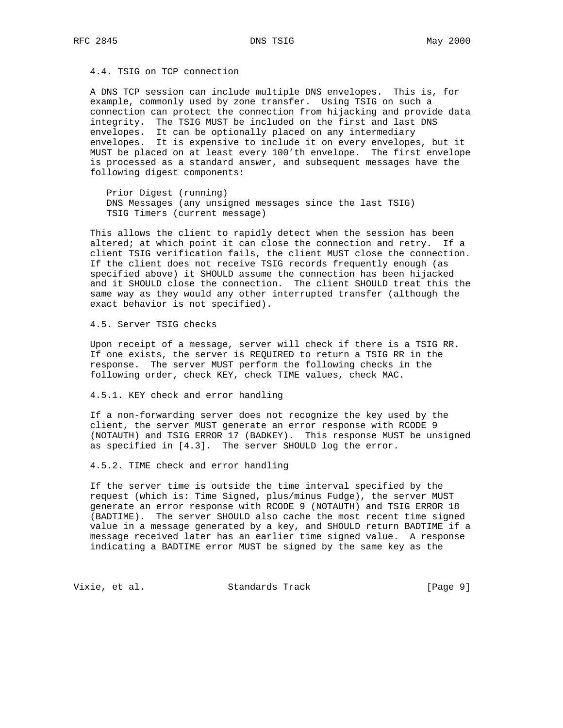### 4.4. TSIG on TCP connection

A DNS TCP session can include multiple DNS envelopes. This is, for example, commonly used by zone transfer. Using TSIG on such a connection can protect the connection from hijacking and provide data integrity. The TSIG MUST be included on the first and last DNS envelopes. It can be optionally placed on any intermediary envelopes. It is expensive to include it on every envelopes, but it MUST be placed on at least every 100'th envelope. The first envelope is processed as a standard answer, and subsequent messages have the following digest components:

```
Prior Digest (running)
DNS Messages (any unsigned messages since the last TSIG)
TSIG Timers (current message)
```

This allows the client to rapidly detect when the session has been altered; at which point it can close the connection and retry. If a client TSIG verification fails, the client MUST close the connection. If the client does not receive TSIG records frequently enough (as specified above) it SHOULD assume the connection has been hijacked and it SHOULD close the connection. The client SHOULD treat this the same way as they would any other interrupted transfer (although the exact behavior is not specified).

### 4.5. Server TSIG checks

Upon receipt of a message, server will check if there is a TSIG RR. If one exists, the server is REQUIRED to return a TSIG RR in the response. The server MUST perform the following checks in the following order, check KEY, check TIME values, check MAC.

#### 4.5.1. KEY check and error handling

If a non-forwarding server does not recognize the key used by the client, the server MUST generate an error response with RCODE 9 (NOTAUTH) and TSIG ERROR 17 (BADKEY). This response MUST be unsigned as specified in [4.3]. The server SHOULD log the error.

#### 4.5.2. TIME check and error handling

If the server time is outside the time interval specified by the request (which is: Time Signed, plus/minus Fudge), the server MUST generate an error response with RCODE 9 (NOTAUTH) and TSIG ERROR 18 (BADTIME). The server SHOULD also cache the most recent time signed value in a message generated by a key, and SHOULD return BADTIME if a message received later has an earlier time signed value. A response indicating a BADTIME error MUST be signed by the same key as the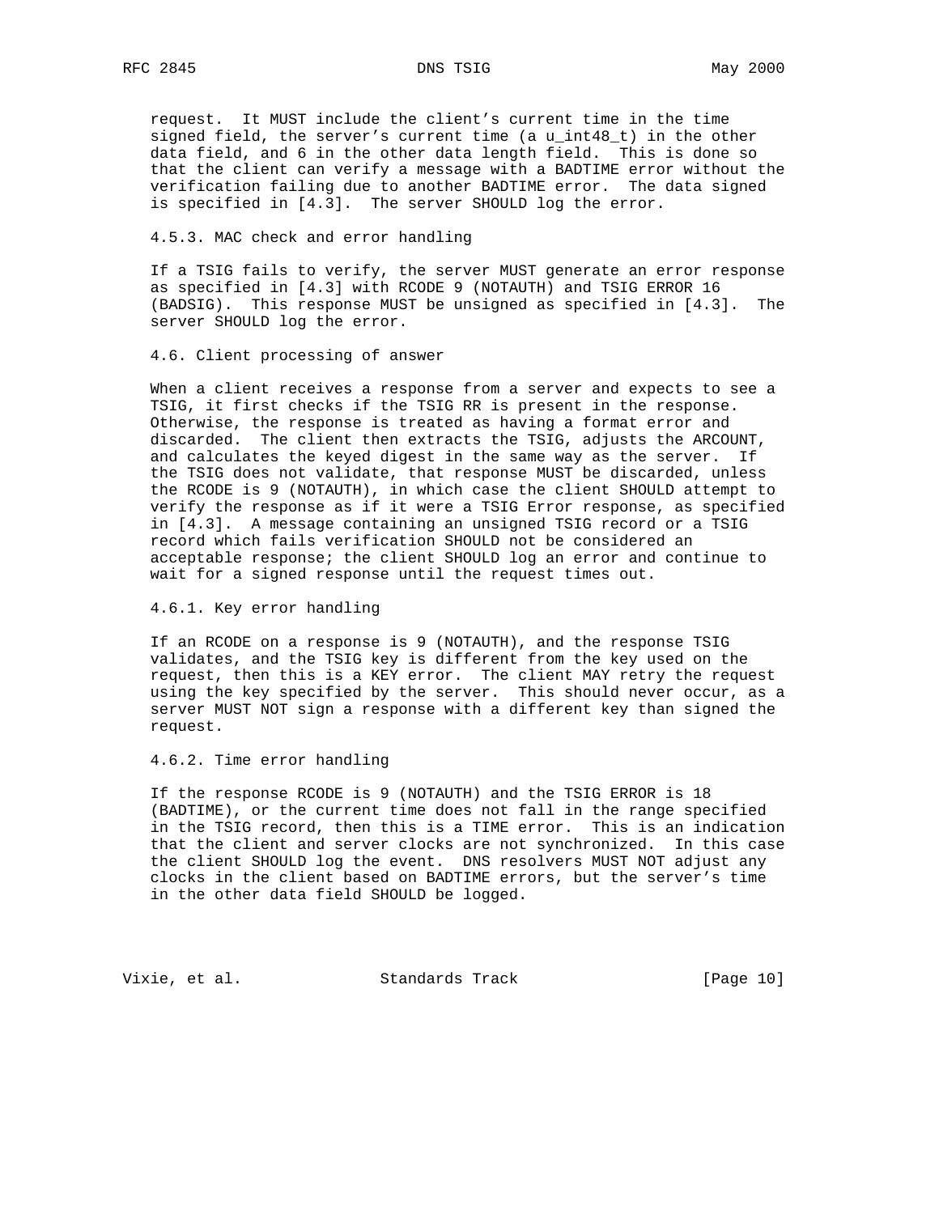request. It MUST include the client's current time in the time signed field, the server's current time (a u_int48_t) in the other data field, and 6 in the other data length field. This is done so that the client can verify a message with a BADTIME error without the verification failing due to another BADTIME error. The data signed is specified in [4.3]. The server SHOULD log the error.

### 4.5.3. MAC check and error handling

If a TSIG fails to verify, the server MUST generate an error response as specified in [4.3] with RCODE 9 (NOTAUTH) and TSIG ERROR 16 (BADSIG). This response MUST be unsigned as specified in [4.3]. The server SHOULD log the error.

## 4.6. Client processing of answer

When a client receives a response from a server and expects to see a TSIG, it first checks if the TSIG RR is present in the response. Otherwise, the response is treated as having a format error and discarded. The client then extracts the TSIG, adjusts the ARCOUNT, and calculates the keyed digest in the same way as the server. If the TSIG does not validate, that response MUST be discarded, unless the RCODE is 9 (NOTAUTH), in which case the client SHOULD attempt to verify the response as if it were a TSIG Error response, as specified in [4.3]. A message containing an unsigned TSIG record or a TSIG record which fails verification SHOULD not be considered an acceptable response; the client SHOULD log an error and continue to wait for a signed response until the request times out.

### 4.6.1. Key error handling

If an RCODE on a response is 9 (NOTAUTH), and the response TSIG validates, and the TSIG key is different from the key used on the request, then this is a KEY error. The client MAY retry the request using the key specified by the server. This should never occur, as a server MUST NOT sign a response with a different key than signed the request.

### 4.6.2. Time error handling

If the response RCODE is 9 (NOTAUTH) and the TSIG ERROR is 18 (BADTIME), or the current time does not fall in the range specified in the TSIG record, then this is a TIME error. This is an indication that the client and server clocks are not synchronized. In this case the client SHOULD log the event. DNS resolvers MUST NOT adjust any clocks in the client based on BADTIME errors, but the server's time in the other data field SHOULD be logged.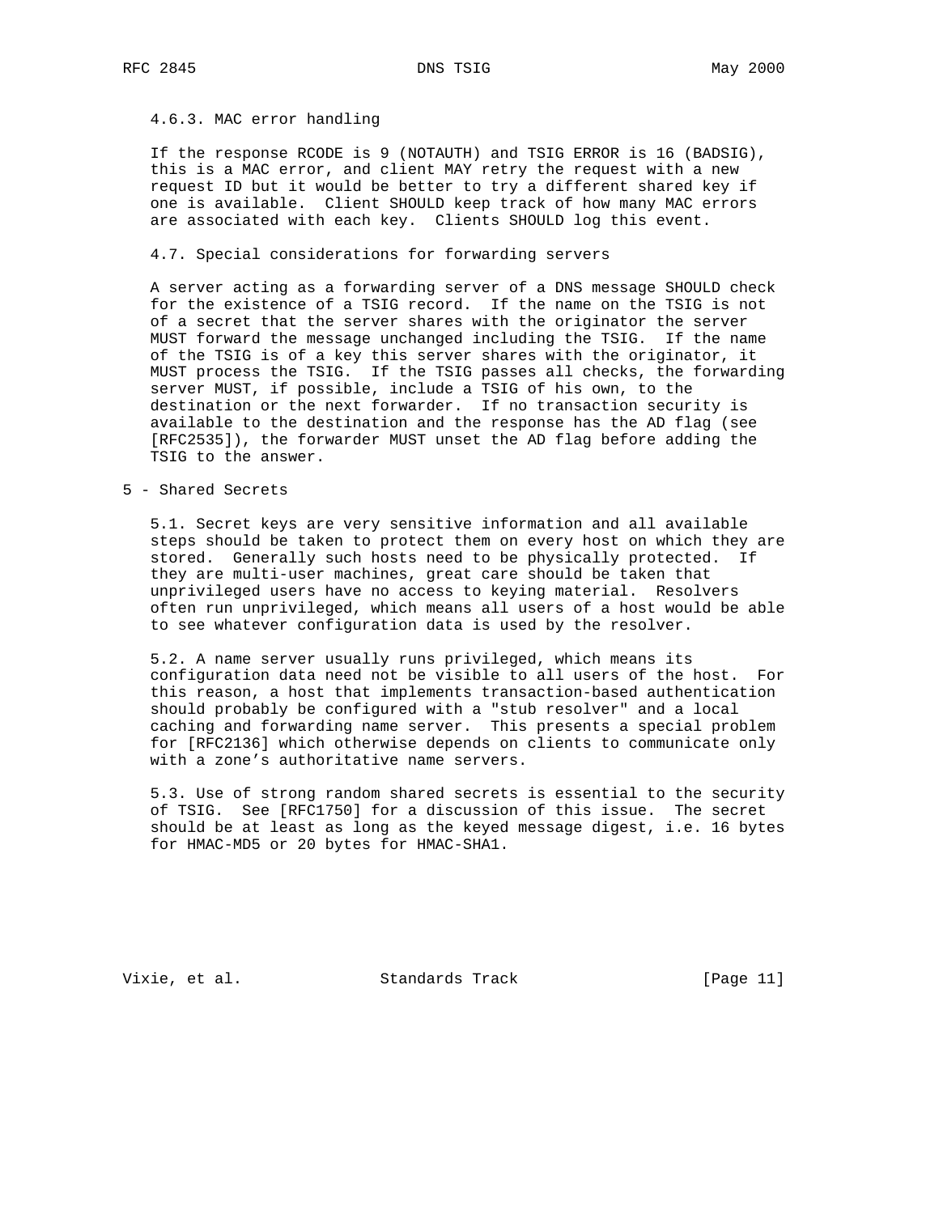#### 4.6.3. MAC error handling

If the response RCODE is 9 (NOTAUTH) and TSIG ERROR is 16 (BADSIG), this is a MAC error, and client MAY retry the request with a new request ID but it would be better to try a different shared key if one is available. Client SHOULD keep track of how many MAC errors are associated with each key. Clients SHOULD log this event.

### 4.7. Special considerations for forwarding servers

A server acting as a forwarding server of a DNS message SHOULD check for the existence of a TSIG record. If the name on the TSIG is not of a secret that the server shares with the originator the server MUST forward the message unchanged including the TSIG. If the name of the TSIG is of a key this server shares with the originator, it MUST process the TSIG. If the TSIG passes all checks, the forwarding server MUST, if possible, include a TSIG of his own, to the destination or the next forwarder. If no transaction security is available to the destination and the response has the AD flag (see [RFC2535]), the forwarder MUST unset the AD flag before adding the TSIG to the answer.

## 5 - Shared Secrets

5.1. Secret keys are very sensitive information and all available steps should be taken to protect them on every host on which they are stored. Generally such hosts need to be physically protected. If they are multi-user machines, great care should be taken that unprivileged users have no access to keying material. Resolvers often run unprivileged, which means all users of a host would be able to see whatever configuration data is used by the resolver.

5.2. A name server usually runs privileged, which means its configuration data need not be visible to all users of the host. For this reason, a host that implements transaction-based authentication should probably be configured with a "stub resolver" and a local caching and forwarding name server. This presents a special problem for [RFC2136] which otherwise depends on clients to communicate only with a zone's authoritative name servers.

5.3. Use of strong random shared secrets is essential to the security of TSIG. See [RFC1750] for a discussion of this issue. The secret should be at least as long as the keyed message digest, i.e. 16 bytes for HMAC-MD5 or 20 bytes for HMAC-SHA1.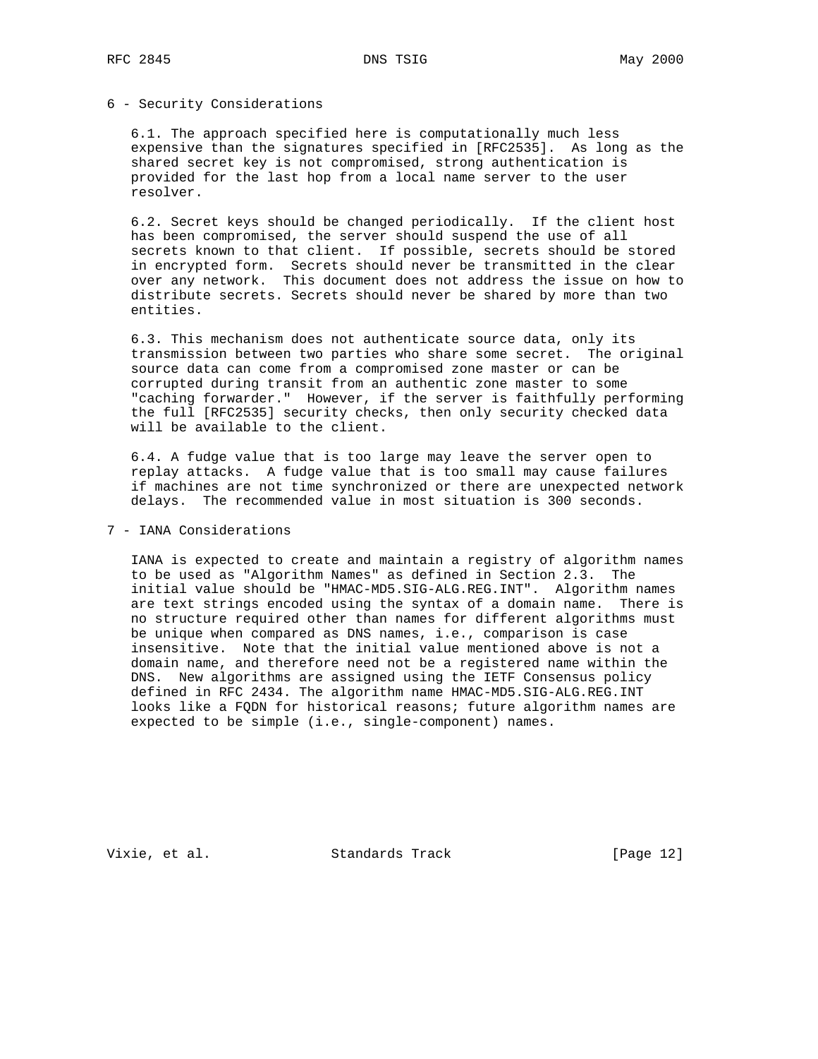## 6 - Security Considerations

6.1. The approach specified here is computationally much less expensive than the signatures specified in [RFC2535]. As long as the shared secret key is not compromised, strong authentication is provided for the last hop from a local name server to the user resolver.

6.2. Secret keys should be changed periodically. If the client host has been compromised, the server should suspend the use of all secrets known to that client. If possible, secrets should be stored in encrypted form. Secrets should never be transmitted in the clear over any network. This document does not address the issue on how to distribute secrets. Secrets should never be shared by more than two entities.

6.3. This mechanism does not authenticate source data, only its transmission between two parties who share some secret. The original source data can come from a compromised zone master or can be corrupted during transit from an authentic zone master to some "caching forwarder." However, if the server is faithfully performing the full [RFC2535] security checks, then only security checked data will be available to the client.

6.4. A fudge value that is too large may leave the server open to replay attacks. A fudge value that is too small may cause failures if machines are not time synchronized or there are unexpected network delays. The recommended value in most situation is 300 seconds.

## 7 - IANA Considerations

IANA is expected to create and maintain a registry of algorithm names to be used as "Algorithm Names" as defined in Section 2.3. The initial value should be "HMAC-MD5.SIG-ALG.REG.INT". Algorithm names are text strings encoded using the syntax of a domain name. There is no structure required other than names for different algorithms must be unique when compared as DNS names, i.e., comparison is case insensitive. Note that the initial value mentioned above is not a domain name, and therefore need not be a registered name within the DNS. New algorithms are assigned using the IETF Consensus policy defined in RFC 2434. The algorithm name HMAC-MD5.SIG-ALG.REG.INT looks like a FQDN for historical reasons; future algorithm names are expected to be simple (i.e., single-component) names.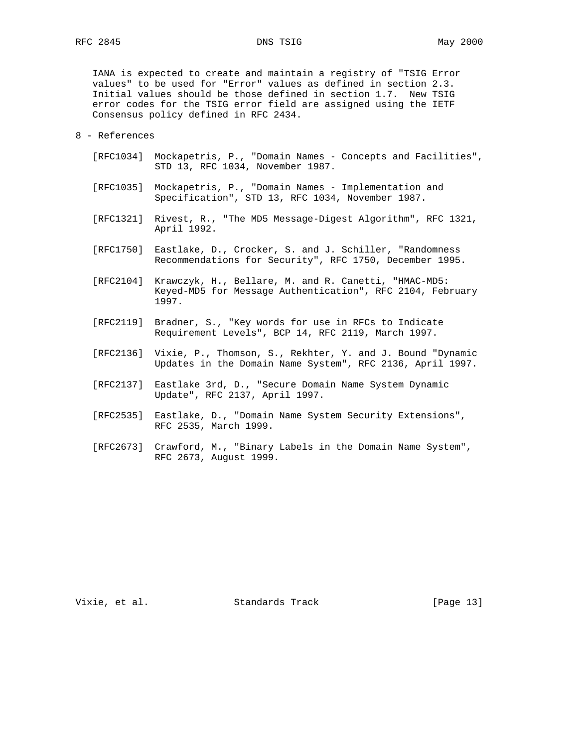IANA is expected to create and maintain a registry of "TSIG Error values" to be used for "Error" values as defined in section 2.3. Initial values should be those defined in section 1.7. New TSIG error codes for the TSIG error field are assigned using the IETF Consensus policy defined in RFC 2434.

## 8 - References

[RFC1034] Mockapetris, P., "Domain Names - Concepts and Facilities", STD 13, RFC 1034, November 1987.

[RFC1035] Mockapetris, P., "Domain Names - Implementation and Specification", STD 13, RFC 1034, November 1987.

[RFC1321] Rivest, R., "The MD5 Message-Digest Algorithm", RFC 1321, April 1992.

[RFC1750] Eastlake, D., Crocker, S. and J. Schiller, "Randomness Recommendations for Security", RFC 1750, December 1995.

[RFC2104] Krawczyk, H., Bellare, M. and R. Canetti, "HMAC-MD5: Keyed-MD5 for Message Authentication", RFC 2104, February 1997.

[RFC2119] Bradner, S., "Key words for use in RFCs to Indicate Requirement Levels", BCP 14, RFC 2119, March 1997.

[RFC2136] Vixie, P., Thomson, S., Rekhter, Y. and J. Bound "Dynamic Updates in the Domain Name System", RFC 2136, April 1997.

[RFC2137] Eastlake 3rd, D., "Secure Domain Name System Dynamic Update", RFC 2137, April 1997.

[RFC2535] Eastlake, D., "Domain Name System Security Extensions", RFC 2535, March 1999.

[RFC2673] Crawford, M., "Binary Labels in the Domain Name System", RFC 2673, August 1999.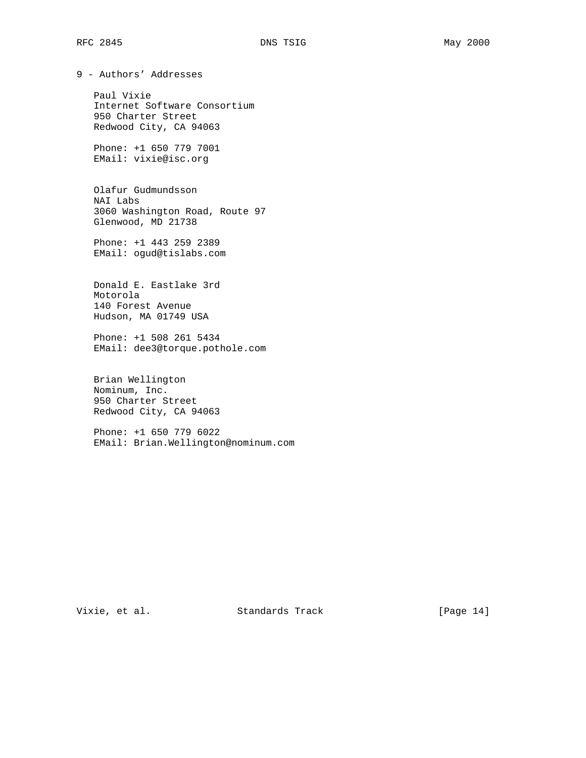## 9 - Authors' Addresses

Paul Vixie
Internet Software Consortium
950 Charter Street
Redwood City, CA 94063

Phone: +1 650 779 7001
EMail: vixie@isc.org

Olafur Gudmundsson
NAI Labs
3060 Washington Road, Route 97
Glenwood, MD 21738

Phone: +1 443 259 2389
EMail: ogud@tislabs.com

Donald E. Eastlake 3rd
Motorola
140 Forest Avenue
Hudson, MA 01749 USA

Phone: +1 508 261 5434
EMail: dee3@torque.pothole.com

Brian Wellington
Nominum, Inc.
950 Charter Street
Redwood City, CA 94063

Phone: +1 650 779 6022
EMail: Brian.Wellington@nominum.com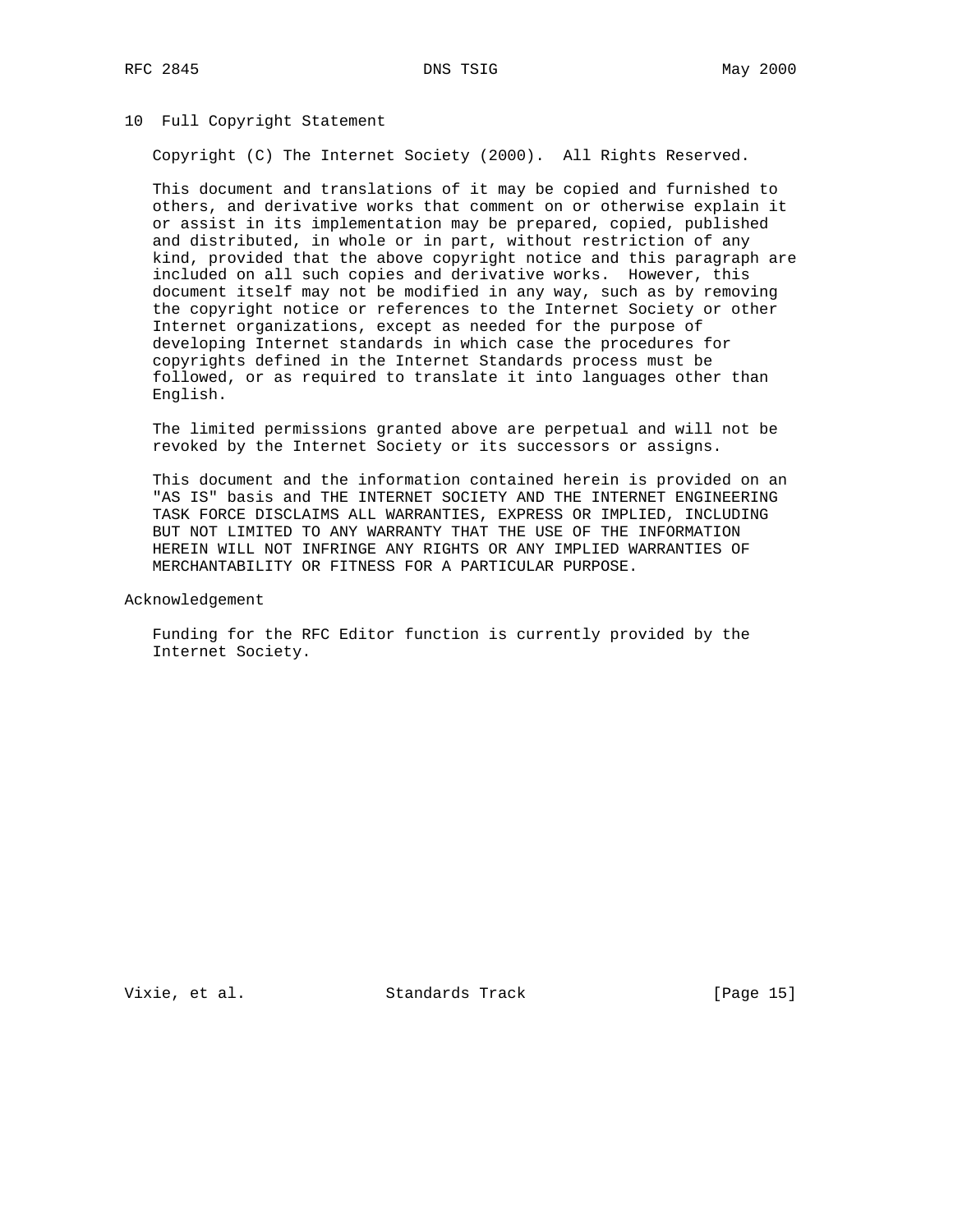## 10 Full Copyright Statement

Copyright (C) The Internet Society (2000). All Rights Reserved.

This document and translations of it may be copied and furnished to others, and derivative works that comment on or otherwise explain it or assist in its implementation may be prepared, copied, published and distributed, in whole or in part, without restriction of any kind, provided that the above copyright notice and this paragraph are included on all such copies and derivative works. However, this document itself may not be modified in any way, such as by removing the copyright notice or references to the Internet Society or other Internet organizations, except as needed for the purpose of developing Internet standards in which case the procedures for copyrights defined in the Internet Standards process must be followed, or as required to translate it into languages other than English.

The limited permissions granted above are perpetual and will not be revoked by the Internet Society or its successors or assigns.

This document and the information contained herein is provided on an "AS IS" basis and THE INTERNET SOCIETY AND THE INTERNET ENGINEERING TASK FORCE DISCLAIMS ALL WARRANTIES, EXPRESS OR IMPLIED, INCLUDING BUT NOT LIMITED TO ANY WARRANTY THAT THE USE OF THE INFORMATION HEREIN WILL NOT INFRINGE ANY RIGHTS OR ANY IMPLIED WARRANTIES OF MERCHANTABILITY OR FITNESS FOR A PARTICULAR PURPOSE.

## Acknowledgement

Funding for the RFC Editor function is currently provided by the Internet Society.